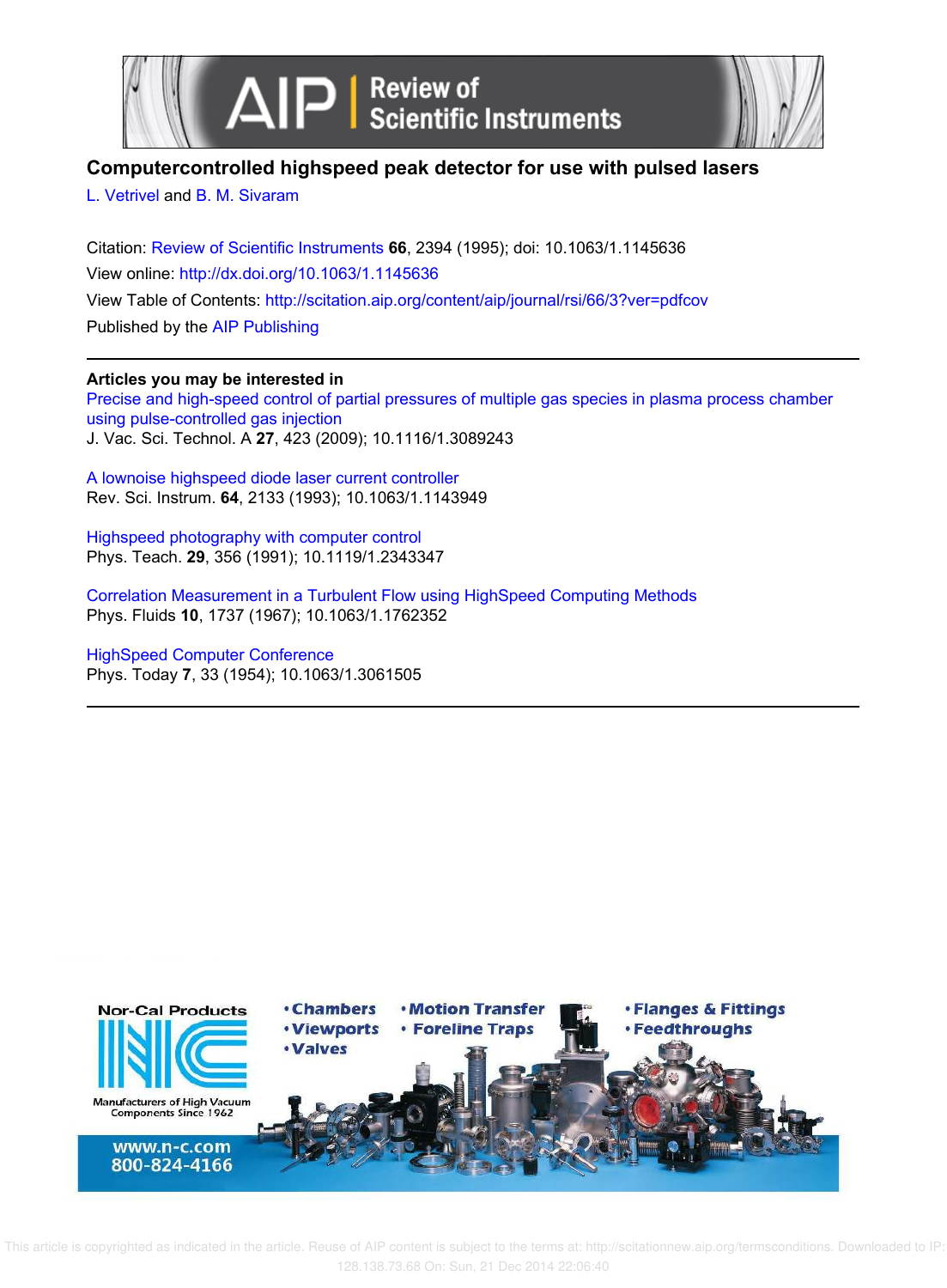# Computercontrolled highspeed peak detector for use with pulsed lasers

L. Vetrivel and B. M. Sivaram

Citation: Review of Scientific Instruments **66**, 2394 (1995); doi: 10.1063/1.1145636
View online: http://dx.doi.org/10.1063/1.1145636
View Table of Contents: http://scitation.aip.org/content/aip/journal/rsi/66/3?ver=pdfcov
Published by the AIP Publishing

---

**Articles you may be interested in**

Precise and high-speed control of partial pressures of multiple gas species in plasma process chamber using pulse-controlled gas injection
J. Vac. Sci. Technol. A **27**, 423 (2009); 10.1116/1.3089243

A lownoise highspeed diode laser current controller
Rev. Sci. Instrum. **64**, 2133 (1993); 10.1063/1.1143949

Highspeed photography with computer control
Phys. Teach. **29**, 356 (1991); 10.1119/1.2343347

Correlation Measurement in a Turbulent Flow using HighSpeed Computing Methods
Phys. Fluids **10**, 1737 (1967); 10.1063/1.1762352

HighSpeed Computer Conference
Phys. Today **7**, 33 (1954); 10.1063/1.3061505

---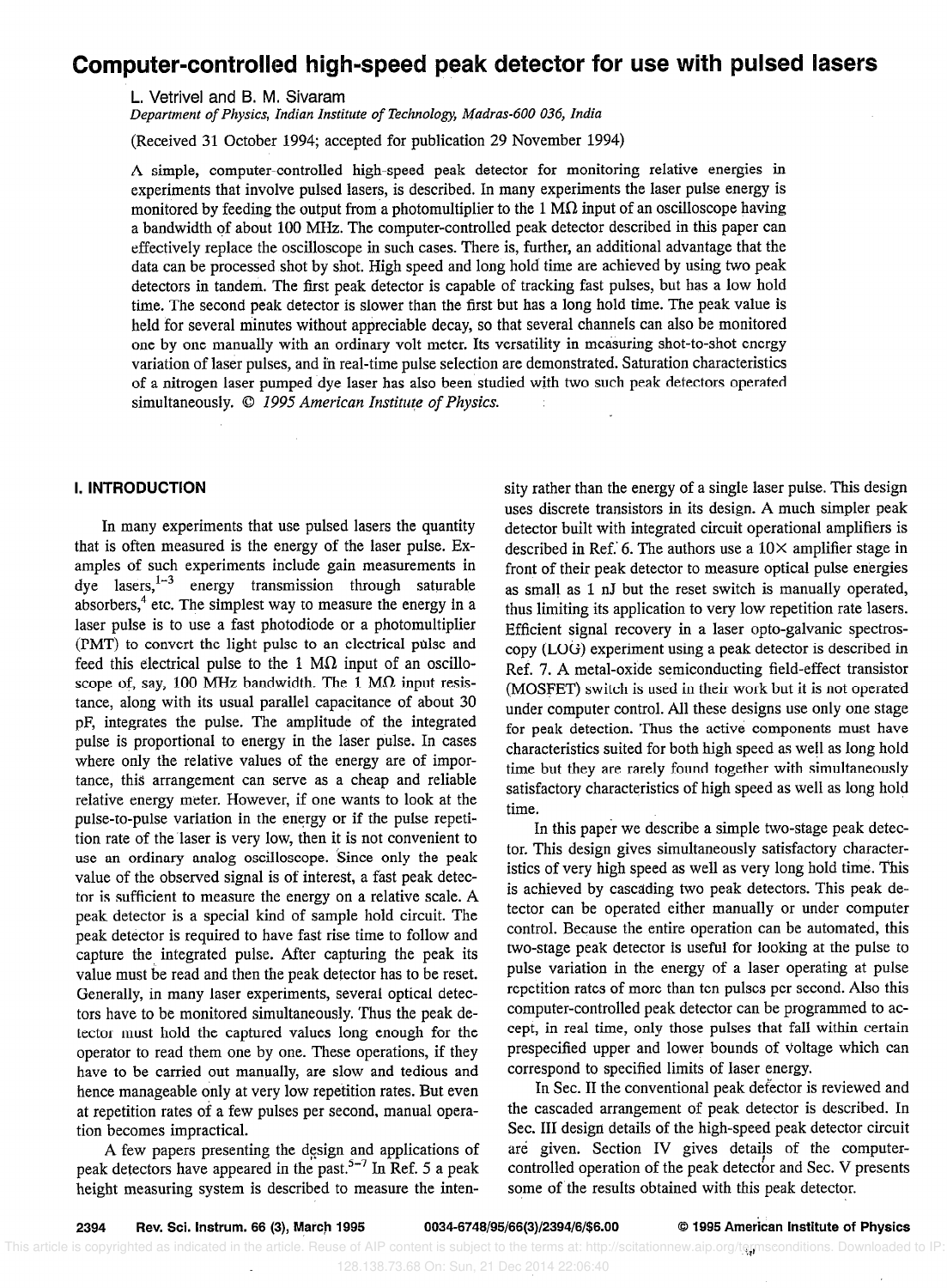# Computer-controlled high-speed peak detector for use with pulsed lasers

L. Vetrivel and B. M. Sivaram

*Department of Physics, Indian Institute of Technology, Madras-600 036, India*

(Received 31 October 1994; accepted for publication 29 November 1994)

A simple, computer-controlled high-speed peak detector for monitoring relative energies in experiments that involve pulsed lasers, is described. In many experiments the laser pulse energy is monitored by feeding the output from a photomultiplier to the 1 MΩ input of an oscilloscope having a bandwidth of about 100 MHz. The computer-controlled peak detector described in this paper can effectively replace the oscilloscope in such cases. There is, further, an additional advantage that the data can be processed shot by shot. High speed and long hold time are achieved by using two peak detectors in tandem. The first peak detector is capable of tracking fast pulses, but has a low hold time. The second peak detector is slower than the first but has a long hold time. The peak value is held for several minutes without appreciable decay, so that several channels can also be monitored one by one manually with an ordinary volt meter. Its versatility in measuring shot-to-shot energy variation of laser pulses, and in real-time pulse selection are demonstrated. Saturation characteristics of a nitrogen laser pumped dye laser has also been studied with two such peak detectors operated simultaneously. © *1995 American Institute of Physics.*

## I. INTRODUCTION

In many experiments that use pulsed lasers the quantity that is often measured is the energy of the laser pulse. Examples of such experiments include gain measurements in dye lasers,[1–3] energy transmission through saturable absorbers,[4] etc. The simplest way to measure the energy in a laser pulse is to use a fast photodiode or a photomultiplier (PMT) to convert the light pulse to an electrical pulse and feed this electrical pulse to the 1 MΩ input of an oscilloscope of, say, 100 MHz bandwidth. The 1 MΩ input resistance, along with its usual parallel capacitance of about 30 pF, integrates the pulse. The amplitude of the integrated pulse is proportional to energy in the laser pulse. In cases where only the relative values of the energy are of importance, this arrangement can serve as a cheap and reliable relative energy meter. However, if one wants to look at the pulse-to-pulse variation in the energy or if the pulse repetition rate of the laser is very low, then it is not convenient to use an ordinary analog oscilloscope. Since only the peak value of the observed signal is of interest, a fast peak detector is sufficient to measure the energy on a relative scale. A peak detector is a special kind of sample hold circuit. The peak detector is required to have fast rise time to follow and capture the integrated pulse. After capturing the peak its value must be read and then the peak detector has to be reset. Generally, in many laser experiments, several optical detectors have to be monitored simultaneously. Thus the peak detector must hold the captured values long enough for the operator to read them one by one. These operations, if they have to be carried out manually, are slow and tedious and hence manageable only at very low repetition rates. But even at repetition rates of a few pulses per second, manual operation becomes impractical.

A few papers presenting the design and applications of peak detectors have appeared in the past.[5–7] In Ref. 5 a peak height measuring system is described to measure the intensity rather than the energy of a single laser pulse. This design uses discrete transistors in its design. A much simpler peak detector built with integrated circuit operational amplifiers is described in Ref. 6. The authors use a 10× amplifier stage in front of their peak detector to measure optical pulse energies as small as 1 nJ but the reset switch is manually operated, thus limiting its application to very low repetition rate lasers. Efficient signal recovery in a laser opto-galvanic spectroscopy (LOG) experiment using a peak detector is described in Ref. 7. A metal-oxide semiconducting field-effect transistor (MOSFET) switch is used in their work but it is not operated under computer control. All these designs use only one stage for peak detection. Thus the active components must have characteristics suited for both high speed as well as long hold time but they are rarely found together with simultaneously satisfactory characteristics of high speed as well as long hold time.

In this paper we describe a simple two-stage peak detector. This design gives simultaneously satisfactory characteristics of very high speed as well as very long hold time. This is achieved by cascading two peak detectors. This peak detector can be operated either manually or under computer control. Because the entire operation can be automated, this two-stage peak detector is useful for looking at the pulse to pulse variation in the energy of a laser operating at pulse repetition rates of more than ten pulses per second. Also this computer-controlled peak detector can be programmed to accept, in real time, only those pulses that fall within certain prespecified upper and lower bounds of voltage which can correspond to specified limits of laser energy.

In Sec. II the conventional peak detector is reviewed and the cascaded arrangement of peak detector is described. In Sec. III design details of the high-speed peak detector circuit are given. Section IV gives details of the computer-controlled operation of the peak detector and Sec. V presents some of the results obtained with this peak detector.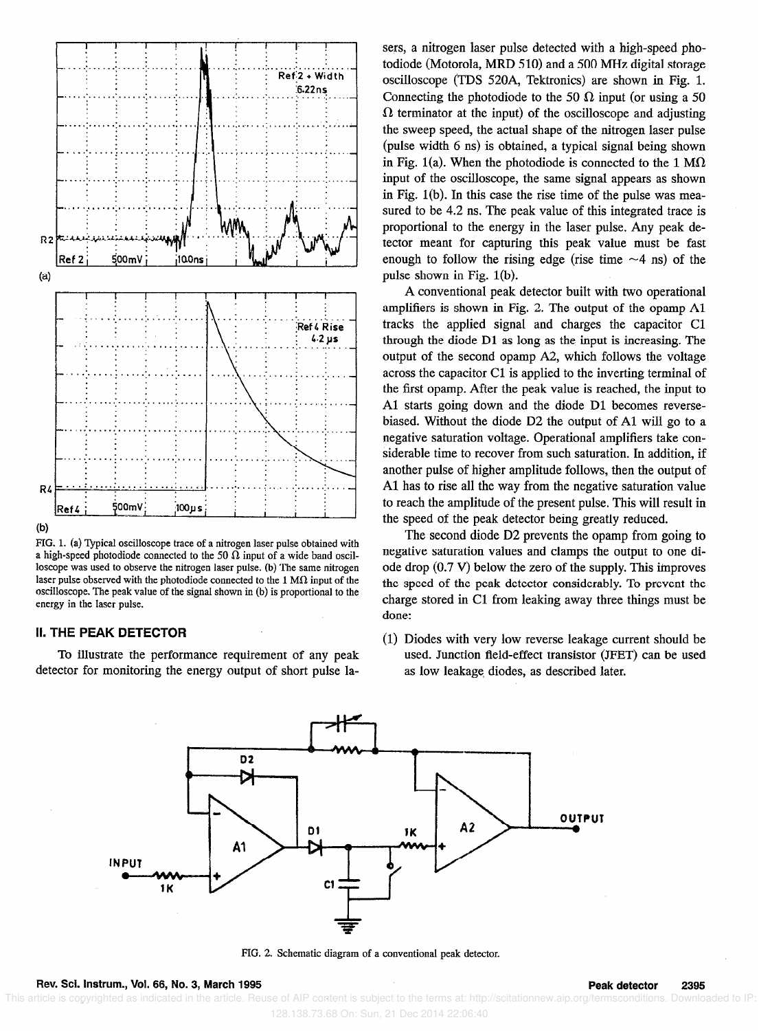FIG. 1. (a) Typical oscilloscope trace of a nitrogen laser pulse obtained with a high-speed photodiode connected to the 50 Ω input of a wide band oscilloscope was used to observe the nitrogen laser pulse. (b) The same nitrogen laser pulse observed with the photodiode connected to the 1 MΩ input of the oscilloscope. The peak value of the signal shown in (b) is proportional to the energy in the laser pulse.

## II. THE PEAK DETECTOR

To illustrate the performance requirement of any peak detector for monitoring the energy output of short pulse lasers, a nitrogen laser pulse detected with a high-speed photodiode (Motorola, MRD 510) and a 500 MHz digital storage oscilloscope (TDS 520A, Tektronics) are shown in Fig. 1. Connecting the photodiode to the 50 Ω input (or using a 50 Ω terminator at the input) of the oscilloscope and adjusting the sweep speed, the actual shape of the nitrogen laser pulse (pulse width 6 ns) is obtained, a typical signal being shown in Fig. 1(a). When the photodiode is connected to the 1 MΩ input of the oscilloscope, the same signal appears as shown in Fig. 1(b). In this case the rise time of the pulse was measured to be 4.2 ns. The peak value of this integrated trace is proportional to the energy in the laser pulse. Any peak detector meant for capturing this peak value must be fast enough to follow the rising edge (rise time ~4 ns) of the pulse shown in Fig. 1(b).

A conventional peak detector built with two operational amplifiers is shown in Fig. 2. The output of the opamp A1 tracks the applied signal and charges the capacitor C1 through the diode D1 as long as the input is increasing. The output of the second opamp A2, which follows the voltage across the capacitor C1 is applied to the inverting terminal of the first opamp. After the peak value is reached, the input to A1 starts going down and the diode D1 becomes reverse-biased. Without the diode D2 the output of A1 will go to a negative saturation voltage. Operational amplifiers take considerable time to recover from such saturation. In addition, if another pulse of higher amplitude follows, then the output of A1 has to rise all the way from the negative saturation value to reach the amplitude of the present pulse. This will result in the speed of the peak detector being greatly reduced.

The second diode D2 prevents the opamp from going to negative saturation values and clamps the output to one diode drop (0.7 V) below the zero of the supply. This improves the speed of the peak detector considerably. To prevent the charge stored in C1 from leaking away three things must be done:

(1) Diodes with very low reverse leakage current should be used. Junction field-effect transistor (JFET) can be used as low leakage diodes, as described later.

FIG. 2. Schematic diagram of a conventional peak detector.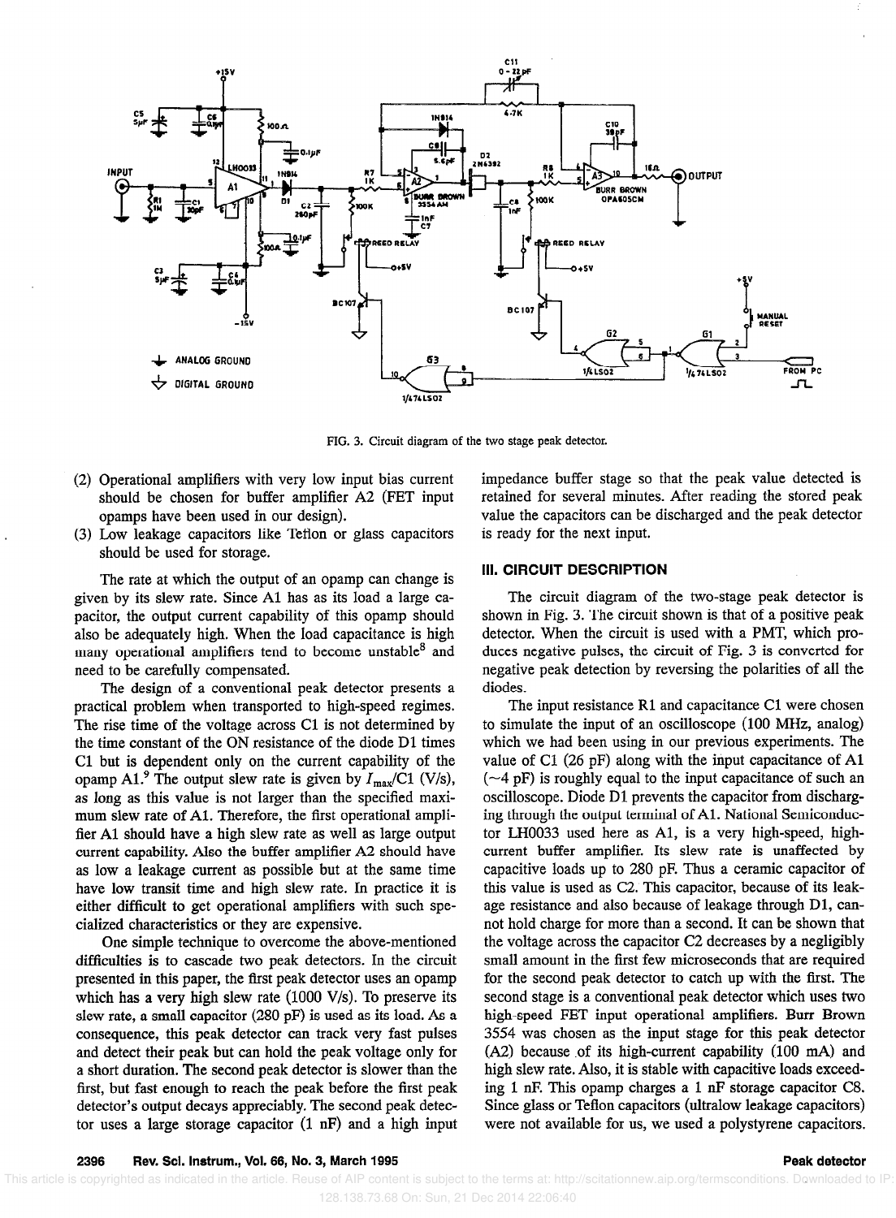FIG. 3. Circuit diagram of the two stage peak detector.

(2) Operational amplifiers with very low input bias current should be chosen for buffer amplifier A2 (FET input opamps have been used in our design).

(3) Low leakage capacitors like Teflon or glass capacitors should be used for storage.

The rate at which the output of an opamp can change is given by its slew rate. Since A1 has as its load a large capacitor, the output current capability of this opamp should also be adequately high. When the load capacitance is high many operational amplifiers tend to become unstable[8] and need to be carefully compensated.

The design of a conventional peak detector presents a practical problem when transported to high-speed regimes. The rise time of the voltage across C1 is not determined by the time constant of the ON resistance of the diode D1 times C1 but is dependent only on the current capability of the opamp A1.[9] The output slew rate is given by $I_{max}/C1$ (V/s), as long as this value is not larger than the specified maximum slew rate of A1. Therefore, the first operational amplifier A1 should have a high slew rate as well as large output current capability. Also the buffer amplifier A2 should have as low a leakage current as possible but at the same time have low transit time and high slew rate. In practice it is either difficult to get operational amplifiers with such specialized characteristics or they are expensive.

One simple technique to overcome the above-mentioned difficulties is to cascade two peak detectors. In the circuit presented in this paper, the first peak detector uses an opamp which has a very high slew rate (1000 V/s). To preserve its slew rate, a small capacitor (280 pF) is used as its load. As a consequence, this peak detector can track very fast pulses and detect their peak but can hold the peak voltage only for a short duration. The second peak detector is slower than the first, but fast enough to reach the peak before the first peak detector's output decays appreciably. The second peak detector uses a large storage capacitor (1 nF) and a high input impedance buffer stage so that the peak value detected is retained for several minutes. After reading the stored peak value the capacitors can be discharged and the peak detector is ready for the next input.

## III. CIRCUIT DESCRIPTION

The circuit diagram of the two-stage peak detector is shown in Fig. 3. The circuit shown is that of a positive peak detector. When the circuit is used with a PMT, which produces negative pulses, the circuit of Fig. 3 is converted for negative peak detection by reversing the polarities of all the diodes.

The input resistance R1 and capacitance C1 were chosen to simulate the input of an oscilloscope (100 MHz, analog) which we had been using in our previous experiments. The value of C1 (26 pF) along with the input capacitance of A1 (~4 pF) is roughly equal to the input capacitance of such an oscilloscope. Diode D1 prevents the capacitor from discharging through the output terminal of A1. National Semiconductor LH0033 used here as A1, is a very high-speed, high-current buffer amplifier. Its slew rate is unaffected by capacitive loads up to 280 pF. Thus a ceramic capacitor of this value is used as C2. This capacitor, because of its leakage resistance and also because of leakage through D1, cannot hold charge for more than a second. It can be shown that the voltage across the capacitor C2 decreases by a negligibly small amount in the first few microseconds that are required for the second peak detector to catch up with the first. The second stage is a conventional peak detector which uses two high-speed FET input operational amplifiers. Burr Brown 3554 was chosen as the input stage for this peak detector (A2) because of its high-current capability (100 mA) and high slew rate. Also, it is stable with capacitive loads exceeding 1 nF. This opamp charges a 1 nF storage capacitor C8. Since glass or Teflon capacitors (ultralow leakage capacitors) were not available for us, we used a polystyrene capacitors.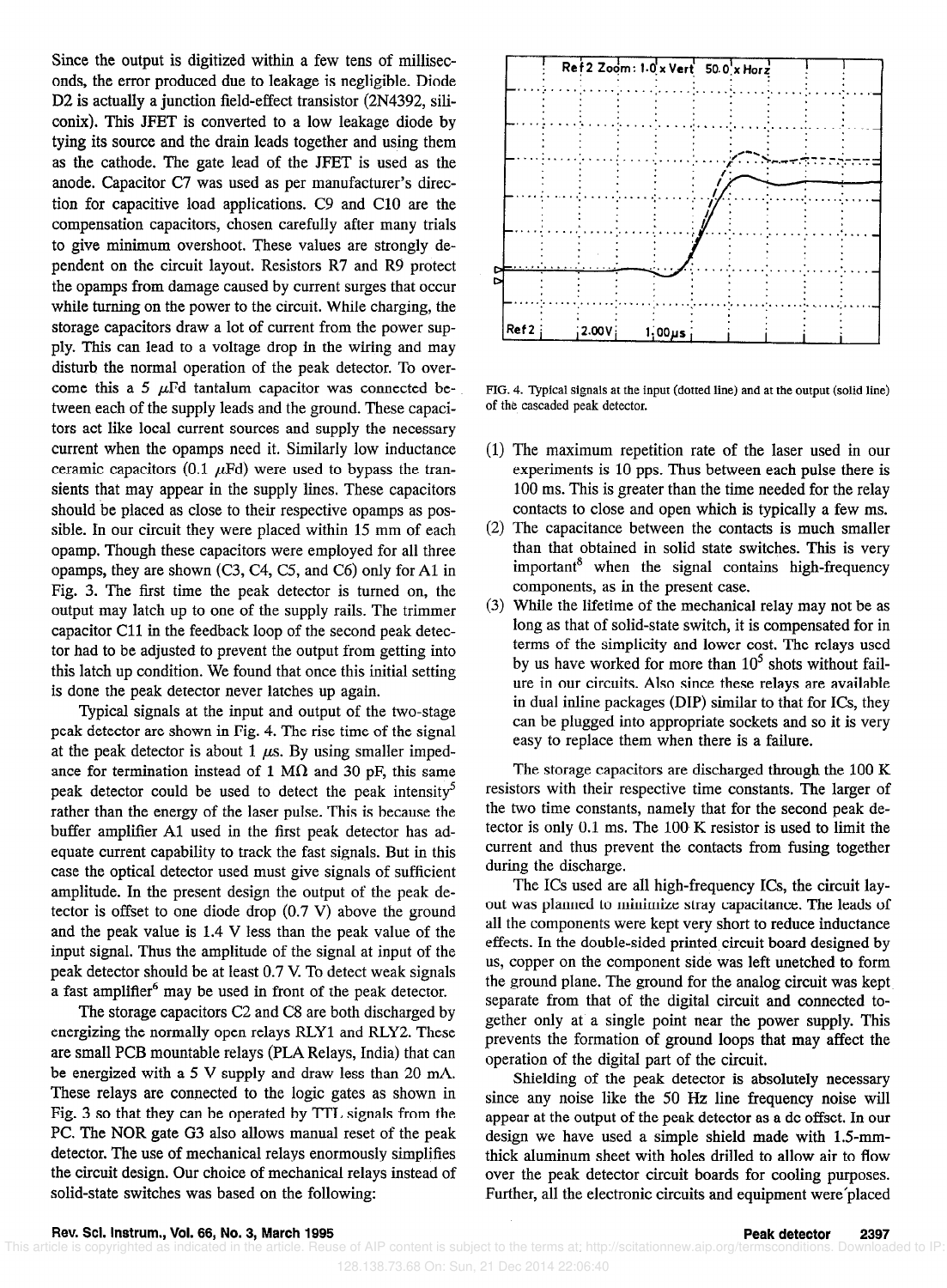Since the output is digitized within a few tens of milliseconds, the error produced due to leakage is negligible. Diode D2 is actually a junction field-effect transistor (2N4392, siliconix). This JFET is converted to a low leakage diode by tying its source and the drain leads together and using them as the cathode. The gate lead of the JFET is used as the anode. Capacitor C7 was used as per manufacturer's direction for capacitive load applications. C9 and C10 are the compensation capacitors, chosen carefully after many trials to give minimum overshoot. These values are strongly dependent on the circuit layout. Resistors R7 and R9 protect the opamps from damage caused by current surges that occur while turning on the power to the circuit. While charging, the storage capacitors draw a lot of current from the power supply. This can lead to a voltage drop in the wiring and may disturb the normal operation of the peak detector. To overcome this a 5 $\mu$Fd tantalum capacitor was connected between each of the supply leads and the ground. These capacitors act like local current sources and supply the necessary current when the opamps need it. Similarly low inductance ceramic capacitors (0.1 $\mu$Fd) were used to bypass the transients that may appear in the supply lines. These capacitors should be placed as close to their respective opamps as possible. In our circuit they were placed within 15 mm of each opamp. Though these capacitors were employed for all three opamps, they are shown (C3, C4, C5, and C6) only for A1 in Fig. 3. The first time the peak detector is turned on, the output may latch up to one of the supply rails. The trimmer capacitor C11 in the feedback loop of the second peak detector had to be adjusted to prevent the output from getting into this latch up condition. We found that once this initial setting is done the peak detector never latches up again.

Typical signals at the input and output of the two-stage peak detector are shown in Fig. 4. The rise time of the signal at the peak detector is about 1 $\mu$s. By using smaller impedance for termination instead of 1 M$\Omega$ and 30 pF, this same peak detector could be used to detect the peak intensity[5] rather than the energy of the laser pulse. This is because the buffer amplifier A1 used in the first peak detector has adequate current capability to track the fast signals. But in this case the optical detector used must give signals of sufficient amplitude. In the present design the output of the peak detector is offset to one diode drop (0.7 V) above the ground and the peak value is 1.4 V less than the peak value of the input signal. Thus the amplitude of the signal at input of the peak detector should be at least 0.7 V. To detect weak signals a fast amplifier[6] may be used in front of the peak detector.

The storage capacitors C2 and C8 are both discharged by energizing the normally open relays RLY1 and RLY2. These are small PCB mountable relays (PLA Relays, India) that can be energized with a 5 V supply and draw less than 20 mA. These relays are connected to the logic gates as shown in Fig. 3 so that they can be operated by TTL signals from the PC. The NOR gate G3 also allows manual reset of the peak detector. The use of mechanical relays enormously simplifies the circuit design. Our choice of mechanical relays instead of solid-state switches was based on the following:

FIG. 4. Typical signals at the input (dotted line) and at the output (solid line) of the cascaded peak detector.

(1) The maximum repetition rate of the laser used in our experiments is 10 pps. Thus between each pulse there is 100 ms. This is greater than the time needed for the relay contacts to close and open which is typically a few ms.
(2) The capacitance between the contacts is much smaller than that obtained in solid state switches. This is very important[8] when the signal contains high-frequency components, as in the present case.
(3) While the lifetime of the mechanical relay may not be as long as that of solid-state switch, it is compensated for in terms of the simplicity and lower cost. The relays used by us have worked for more than $10^5$ shots without failure in our circuits. Also since these relays are available in dual inline packages (DIP) similar to that for ICs, they can be plugged into appropriate sockets and so it is very easy to replace them when there is a failure.

The storage capacitors are discharged through the 100 K resistors with their respective time constants. The larger of the two time constants, namely that for the second peak detector is only 0.1 ms. The 100 K resistor is used to limit the current and thus prevent the contacts from fusing together during the discharge.

The ICs used are all high-frequency ICs, the circuit layout was planned to minimize stray capacitance. The leads of all the components were kept very short to reduce inductance effects. In the double-sided printed circuit board designed by us, copper on the component side was left unetched to form the ground plane. The ground for the analog circuit was kept separate from that of the digital circuit and connected together only at a single point near the power supply. This prevents the formation of ground loops that may affect the operation of the digital part of the circuit.

Shielding of the peak detector is absolutely necessary since any noise like the 50 Hz line frequency noise will appear at the output of the peak detector as a dc offset. In our design we have used a simple shield made with 1.5-mm-thick aluminum sheet with holes drilled to allow air to flow over the peak detector circuit boards for cooling purposes. Further, all the electronic circuits and equipment were placed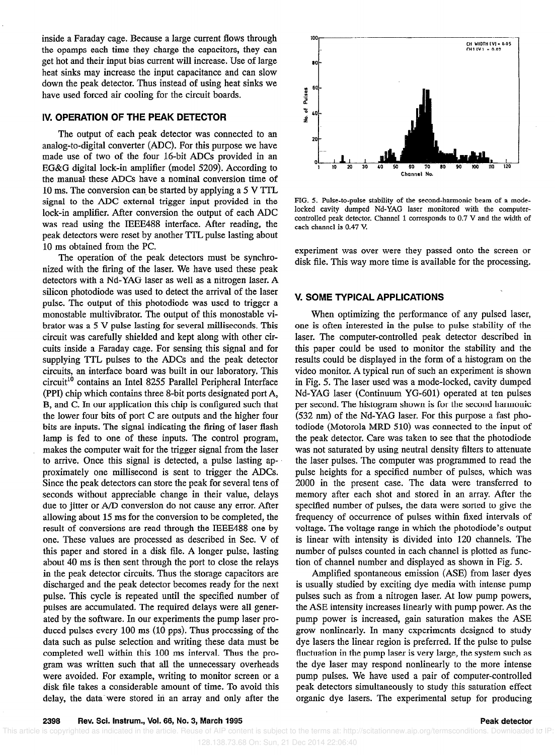inside a Faraday cage. Because a large current flows through the opamps each time they charge the capacitors, they can get hot and their input bias current will increase. Use of large heat sinks may increase the input capacitance and can slow down the peak detector. Thus instead of using heat sinks we have used forced air cooling for the circuit boards.

## IV. OPERATION OF THE PEAK DETECTOR

The output of each peak detector was connected to an analog-to-digital converter (ADC). For this purpose we have made use of two of the four 16-bit ADCs provided in an EG&G digital lock-in amplifier (model 5209). According to the manual these ADCs have a nominal conversion time of 10 ms. The conversion can be started by applying a 5 V TTL signal to the ADC external trigger input provided in the lock-in amplifier. After conversion the output of each ADC was read using the IEEE488 interface. After reading, the peak detectors were reset by another TTL pulse lasting about 10 ms obtained from the PC.

The operation of the peak detectors must be synchronized with the firing of the laser. We have used these peak detectors with a Nd-YAG laser as well as a nitrogen laser. A silicon photodiode was used to detect the arrival of the laser pulse. The output of this photodiode was used to trigger a monostable multivibrator. The output of this monostable vibrator was a 5 V pulse lasting for several milliseconds. This circuit was carefully shielded and kept along with other circuits inside a Faraday cage. For sensing this signal and for supplying TTL pulses to the ADCs and the peak detector circuits, an interface board was built in our laboratory. This circuit[10] contains an Intel 8255 Parallel Peripheral Interface (PPI) chip which contains three 8-bit ports designated port A, B, and C. In our application this chip is configured such that the lower four bits of port C are outputs and the higher four bits are inputs. The signal indicating the firing of laser flash lamp is fed to one of these inputs. The control program, makes the computer wait for the trigger signal from the laser to arrive. Once this signal is detected, a pulse lasting approximately one millisecond is sent to trigger the ADCs. Since the peak detectors can store the peak for several tens of seconds without appreciable change in their value, delays due to jitter or A/D conversion do not cause any error. After allowing about 15 ms for the conversion to be completed, the result of conversions are read through the IEEE488 one by one. These values are processed as described in Sec. V of this paper and stored in a disk file. A longer pulse, lasting about 40 ms is then sent through the port to close the relays in the peak detector circuits. Thus the storage capacitors are discharged and the peak detector becomes ready for the next pulse. This cycle is repeated until the specified number of pulses are accumulated. The required delays were all generated by the software. In our experiments the pump laser produced pulses every 100 ms (10 pps). Thus processing of the data such as pulse selection and writing these data must be completed well within this 100 ms interval. Thus the program was written such that all the unnecessary overheads were avoided. For example, writing to monitor screen or a disk file takes a considerable amount of time. To avoid this delay, the data were stored in an array and only after the experiment was over were they passed onto the screen or disk file. This way more time is available for the processing.

FIG. 5. Pulse-to-pulse stability of the second-harmonic beam of a mode-locked cavity dumped Nd-YAG laser monitored with the computer-controlled peak detector. Channel 1 corresponds to 0.7 V and the width of each channel is 0.47 V.

## V. SOME TYPICAL APPLICATIONS

When optimizing the performance of any pulsed laser, one is often interested in the pulse to pulse stability of the laser. The computer-controlled peak detector described in this paper could be used to monitor the stability and the results could be displayed in the form of a histogram on the video monitor. A typical run of such an experiment is shown in Fig. 5. The laser used was a mode-locked, cavity dumped Nd-YAG laser (Continuum YG-601) operated at ten pulses per second. The histogram shown is for the second harmonic (532 nm) of the Nd-YAG laser. For this purpose a fast photodiode (Motorola MRD 510) was connected to the input of the peak detector. Care was taken to see that the photodiode was not saturated by using neutral density filters to attenuate the laser pulses. The computer was programmed to read the pulse heights for a specified number of pulses, which was 2000 in the present case. The data were transferred to memory after each shot and stored in an array. After the specified number of pulses, the data were sorted to give the frequency of occurrence of pulses within fixed intervals of voltage. The voltage range in which the photodiode's output is linear with intensity is divided into 120 channels. The number of pulses counted in each channel is plotted as function of channel number and displayed as shown in Fig. 5.

Amplified spontaneous emission (ASE) from laser dyes is usually studied by exciting dye media with intense pump pulses such as from a nitrogen laser. At low pump powers, the ASE intensity increases linearly with pump power. As the pump power is increased, gain saturation makes the ASE grow nonlinearly. In many experiments designed to study dye lasers the linear region is preferred. If the pulse to pulse fluctuation in the pump laser is very large, the system such as the dye laser may respond nonlinearly to the more intense pump pulses. We have used a pair of computer-controlled peak detectors simultaneously to study this saturation effect organic dye lasers. The experimental setup for producing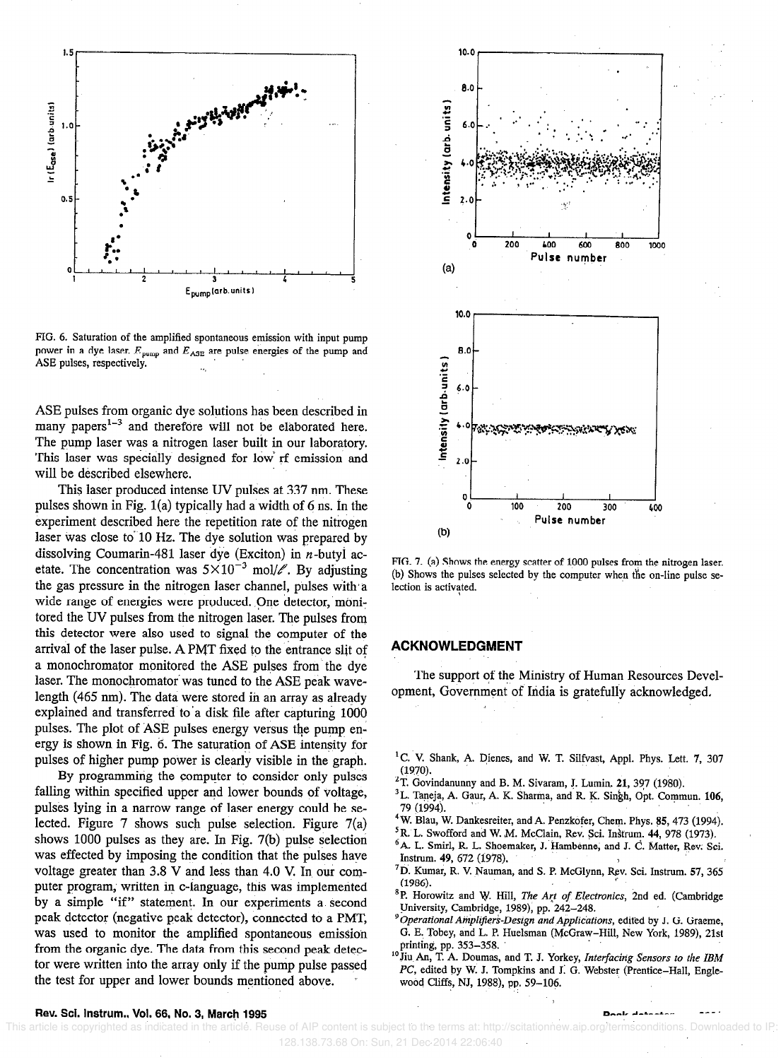1.5

1.0

0.5

0

1 2 3 4 5

$\ln(E_{ase})$ (arb.units)

$E_{pump}$ (arb.units)

FIG. 6. Saturation of the amplified spontaneous emission with input pump power in a dye laser. $E_{pump}$ and $E_{ASE}$ are pulse energies of the pump and ASE pulses, respectively.

ASE pulses from organic dye solutions has been described in many papers[1–3] and therefore will not be elaborated here. The pump laser was a nitrogen laser built in our laboratory. This laser was specially designed for low rf emission and will be described elsewhere.

This laser produced intense UV pulses at 337 nm. These pulses shown in Fig. 1(a) typically had a width of 6 ns. In the experiment described here the repetition rate of the nitrogen laser was close to 10 Hz. The dye solution was prepared by dissolving Coumarin-481 laser dye (Exciton) in *n*-butyl acetate. The concentration was $5\times10^{-3}$ mol/ℓ. By adjusting the gas pressure in the nitrogen laser channel, pulses with a wide range of energies were produced. One detector, monitored the UV pulses from the nitrogen laser. The pulses from this detector were also used to signal the computer of the arrival of the laser pulse. A PMT fixed to the entrance slit of a monochromator monitored the ASE pulses from the dye laser. The monochromator was tuned to the ASE peak wavelength (465 nm). The data were stored in an array as already explained and transferred to a disk file after capturing 1000 pulses. The plot of ASE pulses energy versus the pump energy is shown in Fig. 6. The saturation of ASE intensity for pulses of higher pump power is clearly visible in the graph.

By programming the computer to consider only pulses falling within specified upper and lower bounds of voltage, pulses lying in a narrow range of laser energy could be selected. Figure 7 shows such pulse selection. Figure 7(a) shows 1000 pulses as they are. In Fig. 7(b) pulse selection was effected by imposing the condition that the pulses have voltage greater than 3.8 V and less than 4.0 V. In our computer program, written in c-language, this was implemented by a simple "if" statement. In our experiments a second peak detector (negative peak detector), connected to a PMT, was used to monitor the amplified spontaneous emission from the organic dye. The data from this second peak detector were written into the array only if the pump pulse passed the test for upper and lower bounds mentioned above.

10.0

8.0

6.0

4.0

2.0

0

0 200 400 600 800 1000

Intensity (arb. units)

Pulse number

(a)

10.0

8.0

6.0

4.0

2.0

0

0 100 200 300 400

Intensity (arb. units)

Pulse number

(b)

FIG. 7. (a) Shows the energy scatter of 1000 pulses from the nitrogen laser. (b) Shows the pulses selected by the computer when the on-line pulse selection is activated.

## ACKNOWLEDGMENT

The support of the Ministry of Human Resources Development, Government of India is gratefully acknowledged.

[1] C. V. Shank, A. Dienes, and W. T. Silfvast, Appl. Phys. Lett. **7**, 307 (1970).

[2] T. Govindanunny and B. M. Sivaram, J. Lumin. **21**, 397 (1980).

[3] L. Taneja, A. Gaur, A. K. Sharma, and R. K. Singh, Opt. Commun. **106**, 79 (1994).

[4] W. Blau, W. Dankesreiter, and A. Penzkofer, Chem. Phys. **85**, 473 (1994).

[5] R. L. Swofford and W. M. McClain, Rev. Sci. Instrum. **44**, 978 (1973).

[6] A. L. Smirl, R. L. Shoemaker, J. Hambenne, and J. C. Matter, Rev. Sci. Instrum. **49**, 672 (1978).

[7] D. Kumar, R. V. Nauman, and S. P. McGlynn, Rev. Sci. Instrum. **57**, 365 (1986).

[8] P. Horowitz and W. Hill, *The Art of Electronics*, 2nd ed. (Cambridge University, Cambridge, 1989), pp. 242–248.

[9] *Operational Amplifiers-Design and Applications*, edited by J. G. Graeme, G. E. Tobey, and L. P. Huelsman (McGraw–Hill, New York, 1989), 21st printing, pp. 353–358.

[10] Jiu An, T. A. Doumas, and T. J. Yorkey, *Interfacing Sensors to the IBM PC*, edited by W. J. Tompkins and J. G. Webster (Prentice–Hall, Englewood Cliffs, NJ, 1988), pp. 59–106.